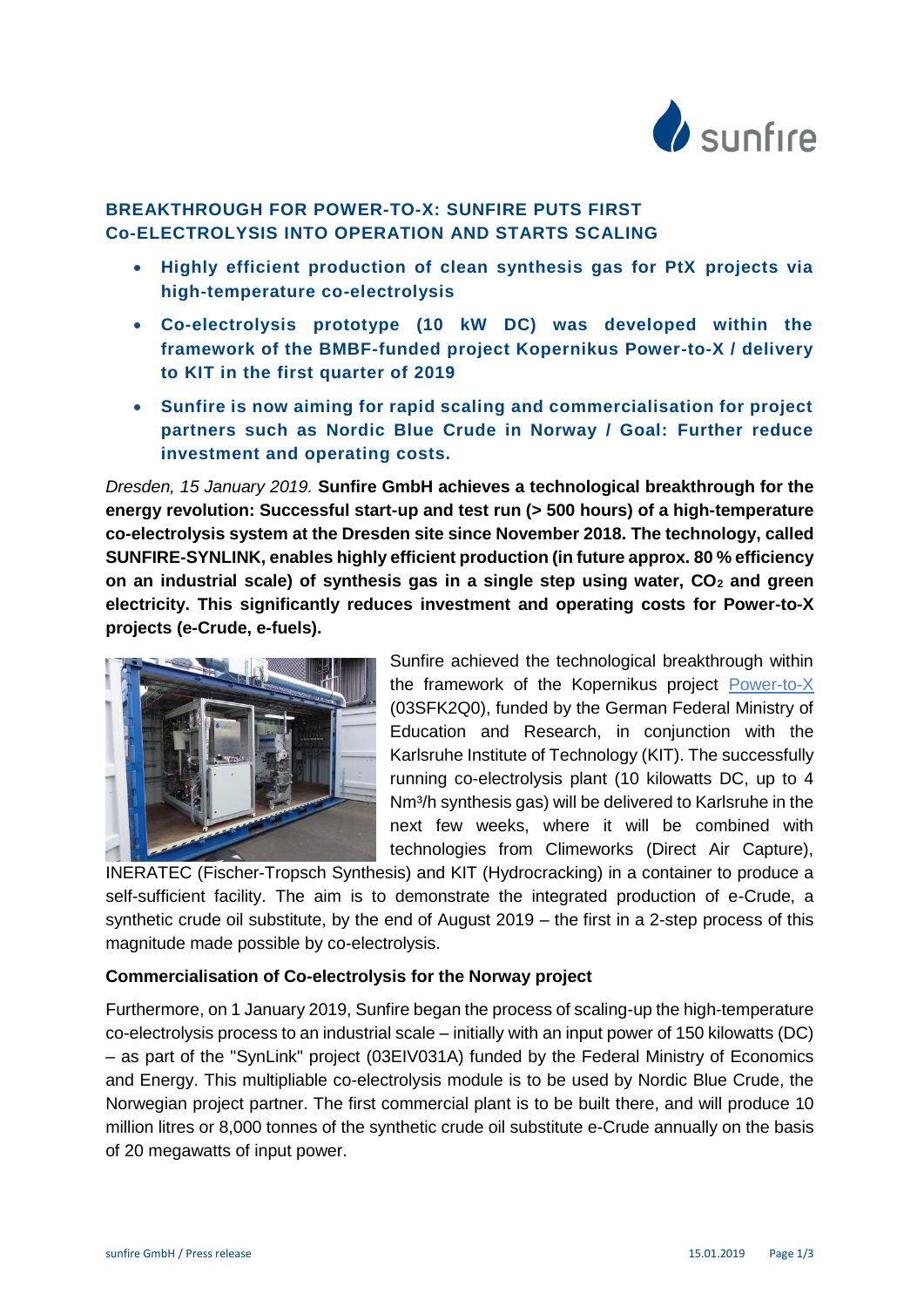# BREAKTHROUGH FOR POWER-TO-X: SUNFIRE PUTS FIRST Co-ELECTROLYSIS INTO OPERATION AND STARTS SCALING

- **Highly efficient production of clean synthesis gas for PtX projects via high-temperature co-electrolysis**
- **Co-electrolysis prototype (10 kW DC) was developed within the framework of the BMBF-funded project Kopernikus Power-to-X / delivery to KIT in the first quarter of 2019**
- **Sunfire is now aiming for rapid scaling and commercialisation for project partners such as Nordic Blue Crude in Norway / Goal: Further reduce investment and operating costs.**

*Dresden, 15 January 2019.* **Sunfire GmbH achieves a technological breakthrough for the energy revolution: Successful start-up and test run (> 500 hours) of a high-temperature co-electrolysis system at the Dresden site since November 2018. The technology, called SUNFIRE-SYNLINK, enables highly efficient production (in future approx. 80 % efficiency on an industrial scale) of synthesis gas in a single step using water, $CO_2$ and green electricity. This significantly reduces investment and operating costs for Power-to-X projects (e-Crude, e-fuels).**

Sunfire achieved the technological breakthrough within the framework of the Kopernikus project Power-to-X (03SFK2Q0), funded by the German Federal Ministry of Education and Research, in conjunction with the Karlsruhe Institute of Technology (KIT). The successfully running co-electrolysis plant (10 kilowatts DC, up to 4 $Nm^3/h$ synthesis gas) will be delivered to Karlsruhe in the next few weeks, where it will be combined with technologies from Climeworks (Direct Air Capture), INERATEC (Fischer-Tropsch Synthesis) and KIT (Hydrocracking) in a container to produce a self-sufficient facility. The aim is to demonstrate the integrated production of e-Crude, a synthetic crude oil substitute, by the end of August 2019 – the first in a 2-step process of this magnitude made possible by co-electrolysis.

## Commercialisation of Co-electrolysis for the Norway project

Furthermore, on 1 January 2019, Sunfire began the process of scaling-up the high-temperature co-electrolysis process to an industrial scale – initially with an input power of 150 kilowatts (DC) – as part of the "SynLink" project (03EIV031A) funded by the Federal Ministry of Economics and Energy. This multipliable co-electrolysis module is to be used by Nordic Blue Crude, the Norwegian project partner. The first commercial plant is to be built there, and will produce 10 million litres or 8,000 tonnes of the synthetic crude oil substitute e-Crude annually on the basis of 20 megawatts of input power.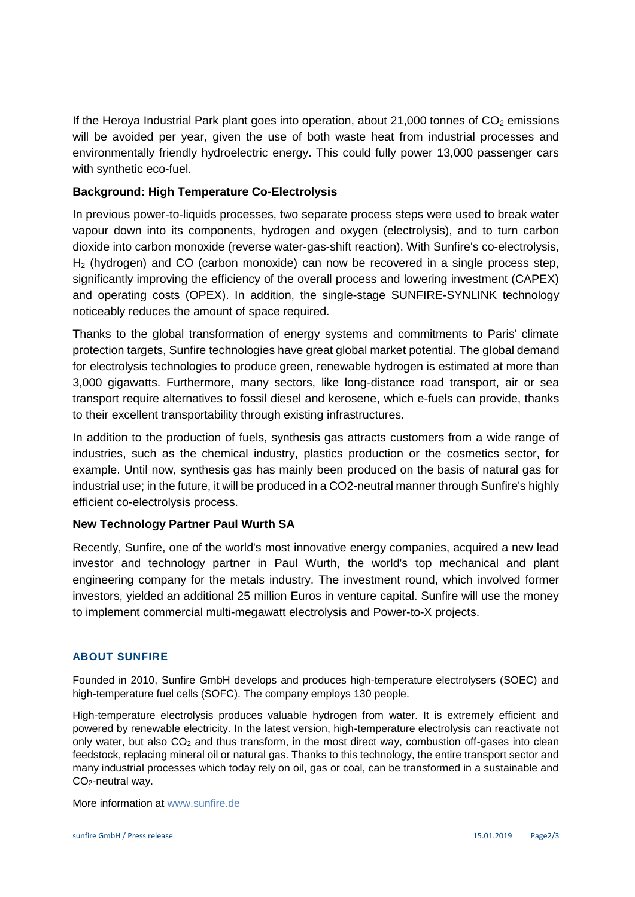If the Heroya Industrial Park plant goes into operation, about 21,000 tonnes of $CO_2$ emissions will be avoided per year, given the use of both waste heat from industrial processes and environmentally friendly hydroelectric energy. This could fully power 13,000 passenger cars with synthetic eco-fuel.

**Background: High Temperature Co-Electrolysis**

In previous power-to-liquids processes, two separate process steps were used to break water vapour down into its components, hydrogen and oxygen (electrolysis), and to turn carbon dioxide into carbon monoxide (reverse water-gas-shift reaction). With Sunfire's co-electrolysis, $H_2$ (hydrogen) and CO (carbon monoxide) can now be recovered in a single process step, significantly improving the efficiency of the overall process and lowering investment (CAPEX) and operating costs (OPEX). In addition, the single-stage SUNFIRE-SYNLINK technology noticeably reduces the amount of space required.

Thanks to the global transformation of energy systems and commitments to Paris' climate protection targets, Sunfire technologies have great global market potential. The global demand for electrolysis technologies to produce green, renewable hydrogen is estimated at more than 3,000 gigawatts. Furthermore, many sectors, like long-distance road transport, air or sea transport require alternatives to fossil diesel and kerosene, which e-fuels can provide, thanks to their excellent transportability through existing infrastructures.

In addition to the production of fuels, synthesis gas attracts customers from a wide range of industries, such as the chemical industry, plastics production or the cosmetics sector, for example. Until now, synthesis gas has mainly been produced on the basis of natural gas for industrial use; in the future, it will be produced in a CO2-neutral manner through Sunfire's highly efficient co-electrolysis process.

**New Technology Partner Paul Wurth SA**

Recently, Sunfire, one of the world's most innovative energy companies, acquired a new lead investor and technology partner in Paul Wurth, the world's top mechanical and plant engineering company for the metals industry. The investment round, which involved former investors, yielded an additional 25 million Euros in venture capital. Sunfire will use the money to implement commercial multi-megawatt electrolysis and Power-to-X projects.

## ABOUT SUNFIRE

Founded in 2010, Sunfire GmbH develops and produces high-temperature electrolysers (SOEC) and high-temperature fuel cells (SOFC). The company employs 130 people.

High-temperature electrolysis produces valuable hydrogen from water. It is extremely efficient and powered by renewable electricity. In the latest version, high-temperature electrolysis can reactivate not only water, but also $CO_2$ and thus transform, in the most direct way, combustion off-gases into clean feedstock, replacing mineral oil or natural gas. Thanks to this technology, the entire transport sector and many industrial processes which today rely on oil, gas or coal, can be transformed in a sustainable and $CO_2$-neutral way.

More information at www.sunfire.de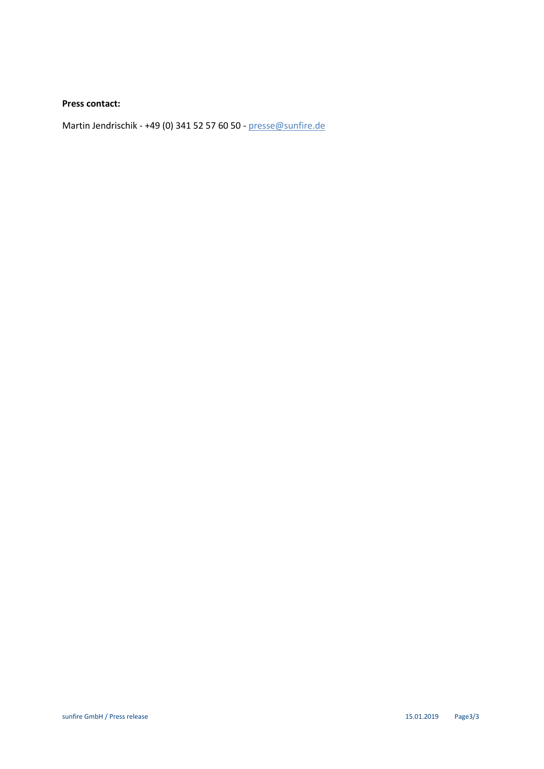**Press contact:**

Martin Jendrischik - +49 (0) 341 52 57 60 50 - presse@sunfire.de